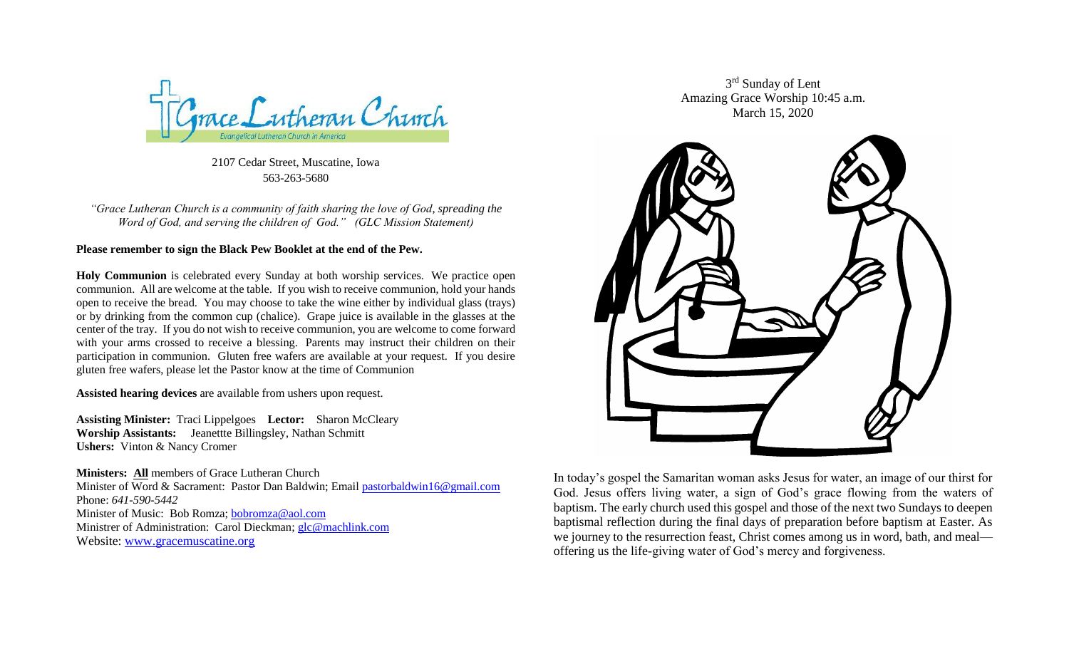# Grace Lutheran Church

Evangelical Lutheran Church in America

2107 Cedar Street, Muscatine, Iowa
563-263-5680

*"Grace Lutheran Church is a community of faith sharing the love of God, spreading the Word of God, and serving the children of God." (GLC Mission Statement)*

**Please remember to sign the Black Pew Booklet at the end of the Pew.**

**Holy Communion** is celebrated every Sunday at both worship services. We practice open communion. All are welcome at the table. If you wish to receive communion, hold your hands open to receive the bread. You may choose to take the wine either by individual glass (trays) or by drinking from the common cup (chalice). Grape juice is available in the glasses at the center of the tray. If you do not wish to receive communion, you are welcome to come forward with your arms crossed to receive a blessing. Parents may instruct their children on their participation in communion. Gluten free wafers are available at your request. If you desire gluten free wafers, please let the Pastor know at the time of Communion

**Assisted hearing devices** are available from ushers upon request.

**Assisting Minister:** Traci Lippelgoes **Lector:** Sharon McCleary
**Worship Assistants:** Jeanettte Billingsley, Nathan Schmitt
**Ushers:** Vinton & Nancy Cromer

**Ministers: All** members of Grace Lutheran Church
Minister of Word & Sacrament: Pastor Dan Baldwin; Email pastorbaldwin16@gmail.com
Phone: *641-590-5442*
Minister of Music: Bob Romza; bobromza@aol.com
Ministrer of Administration: Carol Dieckman; glc@machlink.com
Website: www.gracemuscatine.org

3rd Sunday of Lent
Amazing Grace Worship 10:45 a.m.
March 15, 2020

In today's gospel the Samaritan woman asks Jesus for water, an image of our thirst for God. Jesus offers living water, a sign of God's grace flowing from the waters of baptism. The early church used this gospel and those of the next two Sundays to deepen baptismal reflection during the final days of preparation before baptism at Easter. As we journey to the resurrection feast, Christ comes among us in word, bath, and meal—offering us the life-giving water of God's mercy and forgiveness.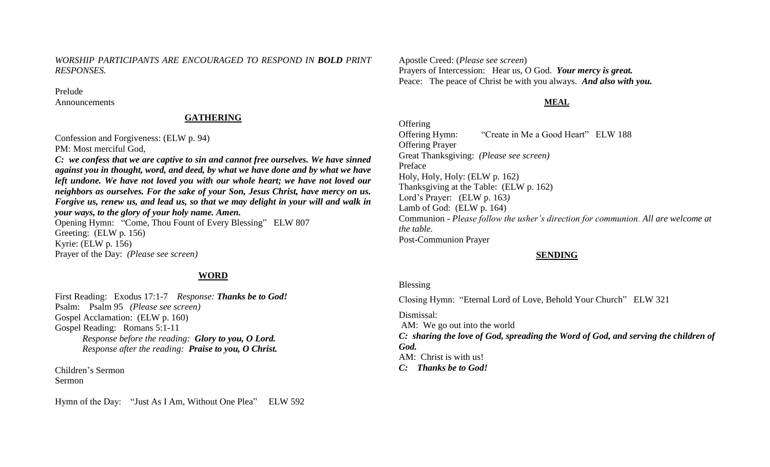*WORSHIP PARTICIPANTS ARE ENCOURAGED TO RESPOND IN **BOLD** PRINT RESPONSES.*

Prelude
Announcements

## GATHERING

Confession and Forgiveness: (ELW p. 94)
PM: Most merciful God,
***C: we confess that we are captive to sin and cannot free ourselves. We have sinned against you in thought, word, and deed, by what we have done and by what we have left undone. We have not loved you with our whole heart; we have not loved our neighbors as ourselves. For the sake of your Son, Jesus Christ, have mercy on us. Forgive us, renew us, and lead us, so that we may delight in your will and walk in your ways, to the glory of your holy name. Amen.***
Opening Hymn: "Come, Thou Fount of Every Blessing" ELW 807
Greeting: (ELW p. 156)
Kyrie: (ELW p. 156)
Prayer of the Day: *(Please see screen)*

## WORD

First Reading: Exodus 17:1-7 *Response:* ***Thanks be to God!***
Psalm: Psalm 95 *(Please see screen)*
Gospel Acclamation: (ELW p. 160)
Gospel Reading: Romans 5:1-11
*Response before the reading:* ***Glory to you, O Lord.***
*Response after the reading:* ***Praise to you, O Christ.***

Children's Sermon
Sermon

Hymn of the Day: "Just As I Am, Without One Plea" ELW 592

Apostle Creed: (*Please see screen*)
Prayers of Intercession: Hear us, O God. ***Your mercy is great.***
Peace: The peace of Christ be with you always. ***And also with you.***

## MEAL

Offering
Offering Hymn: "Create in Me a Good Heart" ELW 188
Offering Prayer
Great Thanksgiving: *(Please see screen)*
Preface
Holy, Holy, Holy: (ELW p. 162)
Thanksgiving at the Table: (ELW p. 162)
Lord's Prayer: (ELW p. 163*)*
Lamb of God: (ELW p. 164)
Communion - *Please follow the usher's direction for communion. All are welcome at the table.*
Post-Communion Prayer

## SENDING

Blessing

Closing Hymn: "Eternal Lord of Love, Behold Your Church" ELW 321

Dismissal:
AM: We go out into the world
***C: sharing the love of God, spreading the Word of God, and serving the children of God.***
AM: Christ is with us!
***C: Thanks be to God!***